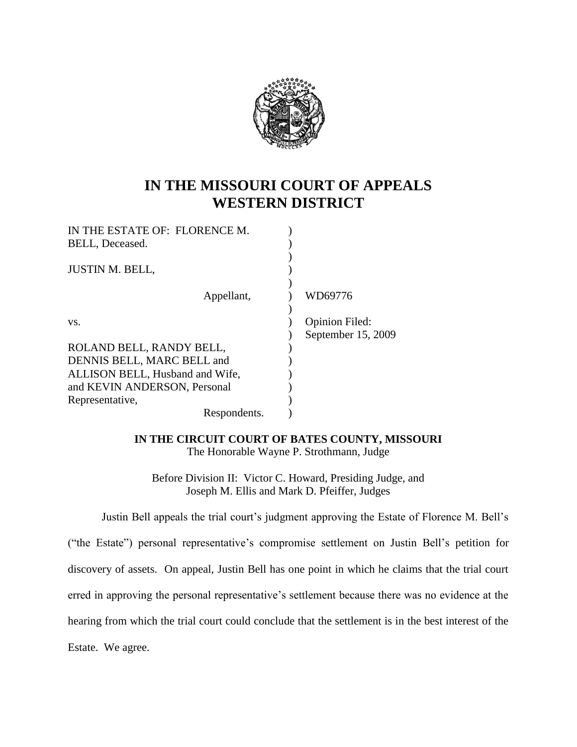# IN THE MISSOURI COURT OF APPEALS
# WESTERN DISTRICT

IN THE ESTATE OF: FLORENCE M. BELL, Deceased.

JUSTIN M. BELL,

Appellant,

vs.

ROLAND BELL, RANDY BELL, DENNIS BELL, MARC BELL and ALLISON BELL, Husband and Wife, and KEVIN ANDERSON, Personal Representative,

Respondents.

WD69776

Opinion Filed: September 15, 2009

**IN THE CIRCUIT COURT OF BATES COUNTY, MISSOURI**
The Honorable Wayne P. Strothmann, Judge

Before Division II: Victor C. Howard, Presiding Judge, and Joseph M. Ellis and Mark D. Pfeiffer, Judges

Justin Bell appeals the trial court's judgment approving the Estate of Florence M. Bell's ("the Estate") personal representative's compromise settlement on Justin Bell's petition for discovery of assets. On appeal, Justin Bell has one point in which he claims that the trial court erred in approving the personal representative's settlement because there was no evidence at the hearing from which the trial court could conclude that the settlement is in the best interest of the Estate. We agree.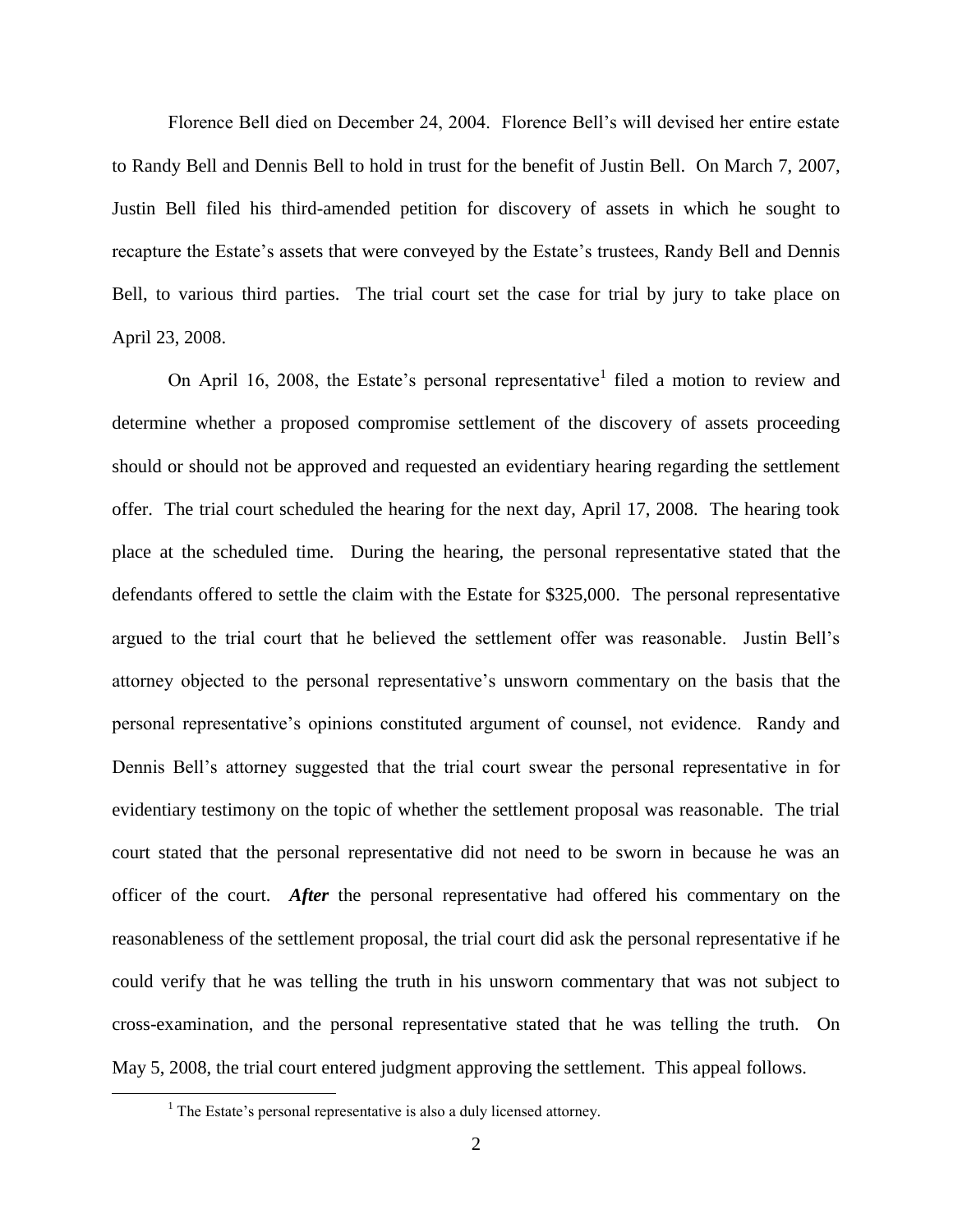Florence Bell died on December 24, 2004. Florence Bell's will devised her entire estate to Randy Bell and Dennis Bell to hold in trust for the benefit of Justin Bell. On March 7, 2007, Justin Bell filed his third-amended petition for discovery of assets in which he sought to recapture the Estate's assets that were conveyed by the Estate's trustees, Randy Bell and Dennis Bell, to various third parties. The trial court set the case for trial by jury to take place on April 23, 2008.

On April 16, 2008, the Estate's personal representative[1] filed a motion to review and determine whether a proposed compromise settlement of the discovery of assets proceeding should or should not be approved and requested an evidentiary hearing regarding the settlement offer. The trial court scheduled the hearing for the next day, April 17, 2008. The hearing took place at the scheduled time. During the hearing, the personal representative stated that the defendants offered to settle the claim with the Estate for $325,000. The personal representative argued to the trial court that he believed the settlement offer was reasonable. Justin Bell's attorney objected to the personal representative's unsworn commentary on the basis that the personal representative's opinions constituted argument of counsel, not evidence. Randy and Dennis Bell's attorney suggested that the trial court swear the personal representative in for evidentiary testimony on the topic of whether the settlement proposal was reasonable. The trial court stated that the personal representative did not need to be sworn in because he was an officer of the court. ***After*** the personal representative had offered his commentary on the reasonableness of the settlement proposal, the trial court did ask the personal representative if he could verify that he was telling the truth in his unsworn commentary that was not subject to cross-examination, and the personal representative stated that he was telling the truth. On May 5, 2008, the trial court entered judgment approving the settlement. This appeal follows.

[1] The Estate's personal representative is also a duly licensed attorney.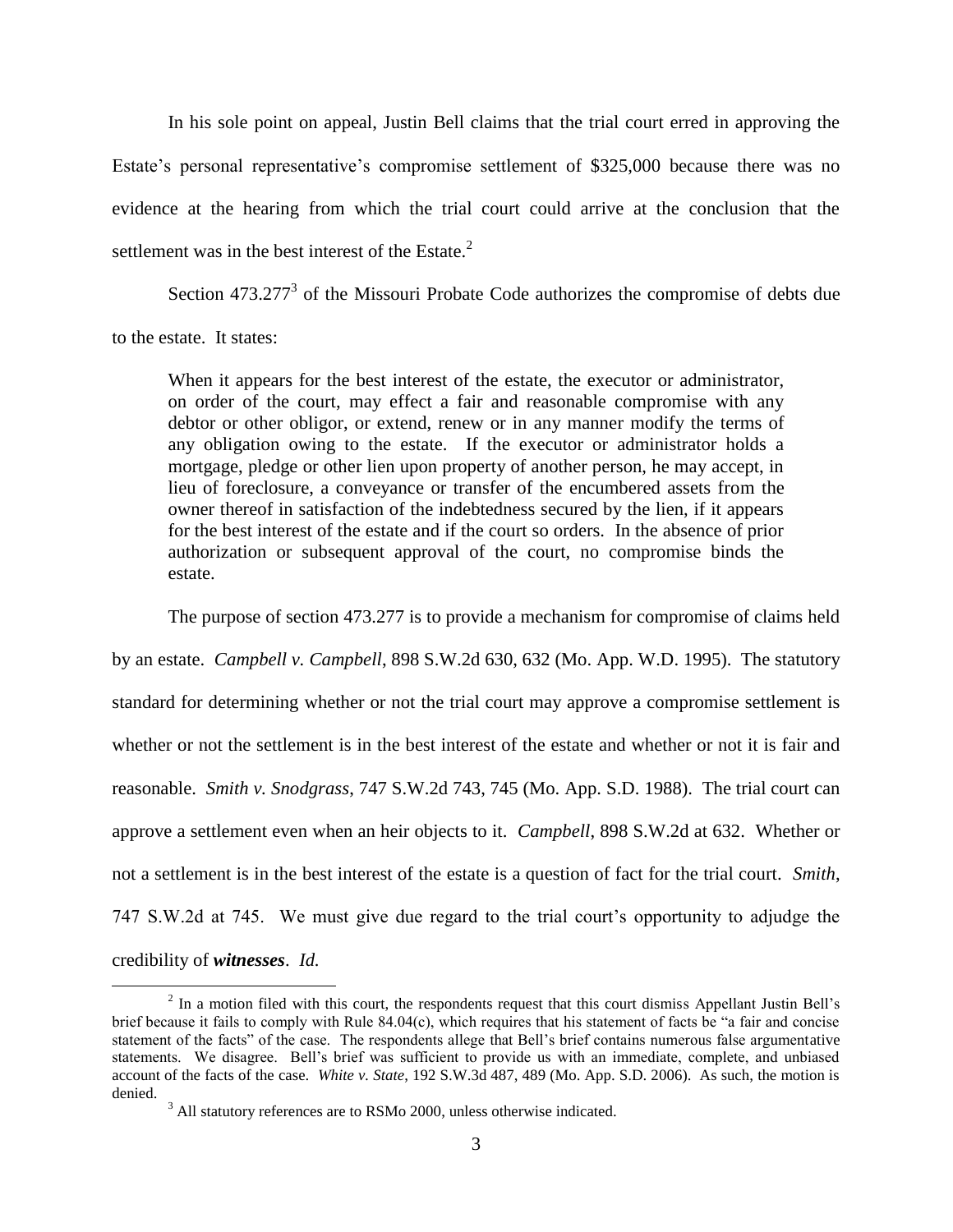In his sole point on appeal, Justin Bell claims that the trial court erred in approving the Estate's personal representative's compromise settlement of $325,000 because there was no evidence at the hearing from which the trial court could arrive at the conclusion that the settlement was in the best interest of the Estate.[2]

Section 473.277[3] of the Missouri Probate Code authorizes the compromise of debts due to the estate. It states:

> When it appears for the best interest of the estate, the executor or administrator, on order of the court, may effect a fair and reasonable compromise with any debtor or other obligor, or extend, renew or in any manner modify the terms of any obligation owing to the estate. If the executor or administrator holds a mortgage, pledge or other lien upon property of another person, he may accept, in lieu of foreclosure, a conveyance or transfer of the encumbered assets from the owner thereof in satisfaction of the indebtedness secured by the lien, if it appears for the best interest of the estate and if the court so orders. In the absence of prior authorization or subsequent approval of the court, no compromise binds the estate.

The purpose of section 473.277 is to provide a mechanism for compromise of claims held by an estate. *Campbell v. Campbell*, 898 S.W.2d 630, 632 (Mo. App. W.D. 1995). The statutory standard for determining whether or not the trial court may approve a compromise settlement is whether or not the settlement is in the best interest of the estate and whether or not it is fair and reasonable. *Smith v. Snodgrass*, 747 S.W.2d 743, 745 (Mo. App. S.D. 1988). The trial court can approve a settlement even when an heir objects to it. *Campbell*, 898 S.W.2d at 632. Whether or not a settlement is in the best interest of the estate is a question of fact for the trial court. *Smith*, 747 S.W.2d at 745. We must give due regard to the trial court's opportunity to adjudge the credibility of ***witnesses***. *Id.*

---

[2] In a motion filed with this court, the respondents request that this court dismiss Appellant Justin Bell's brief because it fails to comply with Rule 84.04(c), which requires that his statement of facts be "a fair and concise statement of the facts" of the case. The respondents allege that Bell's brief contains numerous false argumentative statements. We disagree. Bell's brief was sufficient to provide us with an immediate, complete, and unbiased account of the facts of the case. *White v. State*, 192 S.W.3d 487, 489 (Mo. App. S.D. 2006). As such, the motion is denied.

[3] All statutory references are to RSMo 2000, unless otherwise indicated.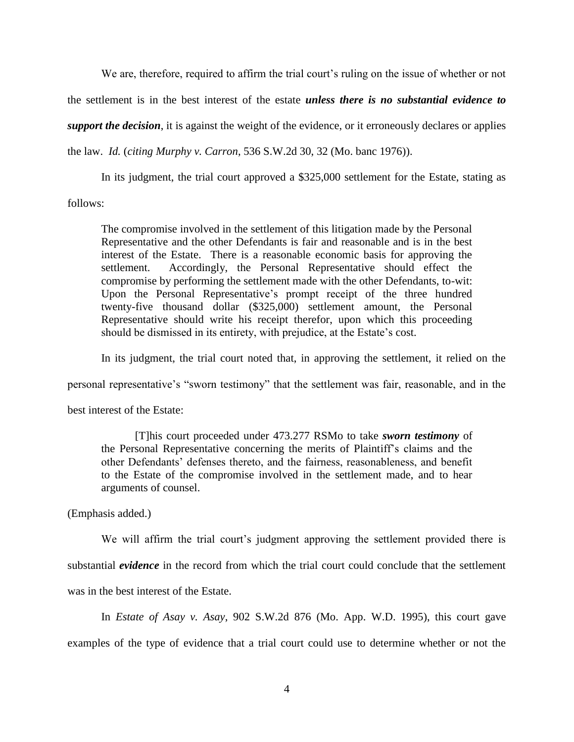We are, therefore, required to affirm the trial court's ruling on the issue of whether or not the settlement is in the best interest of the estate ***unless there is no substantial evidence to support the decision***, it is against the weight of the evidence, or it erroneously declares or applies the law. *Id.* (*citing Murphy v. Carron*, 536 S.W.2d 30, 32 (Mo. banc 1976)).

In its judgment, the trial court approved a $325,000 settlement for the Estate, stating as follows:

> The compromise involved in the settlement of this litigation made by the Personal Representative and the other Defendants is fair and reasonable and is in the best interest of the Estate. There is a reasonable economic basis for approving the settlement. Accordingly, the Personal Representative should effect the compromise by performing the settlement made with the other Defendants, to-wit: Upon the Personal Representative's prompt receipt of the three hundred twenty-five thousand dollar ($325,000) settlement amount, the Personal Representative should write his receipt therefor, upon which this proceeding should be dismissed in its entirety, with prejudice, at the Estate's cost.

In its judgment, the trial court noted that, in approving the settlement, it relied on the personal representative's "sworn testimony" that the settlement was fair, reasonable, and in the best interest of the Estate:

> [T]his court proceeded under 473.277 RSMo to take ***sworn testimony*** of the Personal Representative concerning the merits of Plaintiff's claims and the other Defendants' defenses thereto, and the fairness, reasonableness, and benefit to the Estate of the compromise involved in the settlement made, and to hear arguments of counsel.

(Emphasis added.)

We will affirm the trial court's judgment approving the settlement provided there is substantial ***evidence*** in the record from which the trial court could conclude that the settlement was in the best interest of the Estate.

In *Estate of Asay v. Asay*, 902 S.W.2d 876 (Mo. App. W.D. 1995), this court gave examples of the type of evidence that a trial court could use to determine whether or not the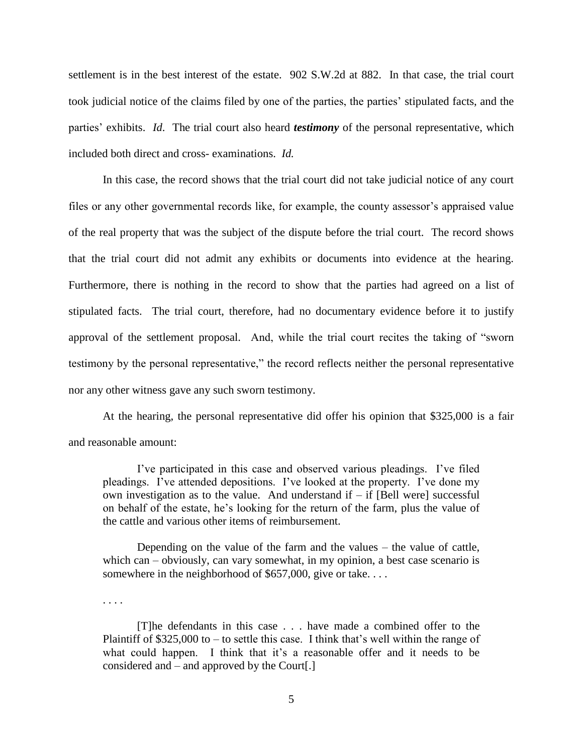settlement is in the best interest of the estate. 902 S.W.2d at 882. In that case, the trial court took judicial notice of the claims filed by one of the parties, the parties' stipulated facts, and the parties' exhibits. *Id*. The trial court also heard ***testimony*** of the personal representative, which included both direct and cross- examinations. *Id.*

In this case, the record shows that the trial court did not take judicial notice of any court files or any other governmental records like, for example, the county assessor's appraised value of the real property that was the subject of the dispute before the trial court. The record shows that the trial court did not admit any exhibits or documents into evidence at the hearing. Furthermore, there is nothing in the record to show that the parties had agreed on a list of stipulated facts. The trial court, therefore, had no documentary evidence before it to justify approval of the settlement proposal. And, while the trial court recites the taking of "sworn testimony by the personal representative," the record reflects neither the personal representative nor any other witness gave any such sworn testimony.

At the hearing, the personal representative did offer his opinion that $325,000 is a fair and reasonable amount:

> I've participated in this case and observed various pleadings. I've filed pleadings. I've attended depositions. I've looked at the property. I've done my own investigation as to the value. And understand if – if [Bell were] successful on behalf of the estate, he's looking for the return of the farm, plus the value of the cattle and various other items of reimbursement.
>
> Depending on the value of the farm and the values – the value of cattle, which can – obviously, can vary somewhat, in my opinion, a best case scenario is somewhere in the neighborhood of $657,000, give or take. . . .
>
> . . . .
>
> [T]he defendants in this case . . . have made a combined offer to the Plaintiff of $325,000 to – to settle this case. I think that's well within the range of what could happen. I think that it's a reasonable offer and it needs to be considered and – and approved by the Court[.]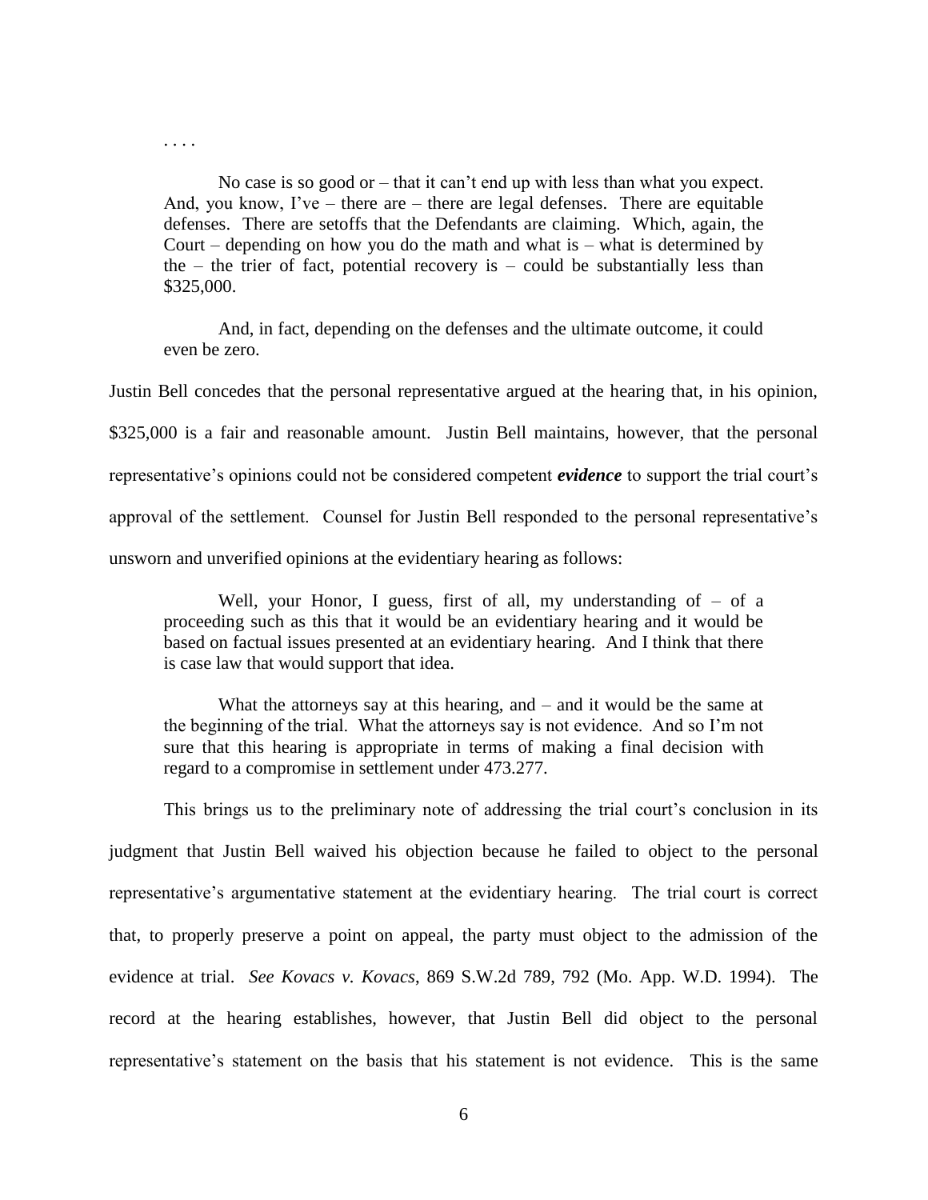. . . .

> No case is so good or – that it can't end up with less than what you expect. And, you know, I've – there are – there are legal defenses. There are equitable defenses. There are setoffs that the Defendants are claiming. Which, again, the Court – depending on how you do the math and what is – what is determined by the – the trier of fact, potential recovery is – could be substantially less than $325,000.
>
> And, in fact, depending on the defenses and the ultimate outcome, it could even be zero.

Justin Bell concedes that the personal representative argued at the hearing that, in his opinion, $325,000 is a fair and reasonable amount. Justin Bell maintains, however, that the personal representative's opinions could not be considered competent ***evidence*** to support the trial court's approval of the settlement. Counsel for Justin Bell responded to the personal representative's unsworn and unverified opinions at the evidentiary hearing as follows:

> Well, your Honor, I guess, first of all, my understanding of – of a proceeding such as this that it would be an evidentiary hearing and it would be based on factual issues presented at an evidentiary hearing. And I think that there is case law that would support that idea.
>
> What the attorneys say at this hearing, and – and it would be the same at the beginning of the trial. What the attorneys say is not evidence. And so I'm not sure that this hearing is appropriate in terms of making a final decision with regard to a compromise in settlement under 473.277.

This brings us to the preliminary note of addressing the trial court's conclusion in its judgment that Justin Bell waived his objection because he failed to object to the personal representative's argumentative statement at the evidentiary hearing. The trial court is correct that, to properly preserve a point on appeal, the party must object to the admission of the evidence at trial. *See Kovacs v. Kovacs*, 869 S.W.2d 789, 792 (Mo. App. W.D. 1994). The record at the hearing establishes, however, that Justin Bell did object to the personal representative's statement on the basis that his statement is not evidence. This is the same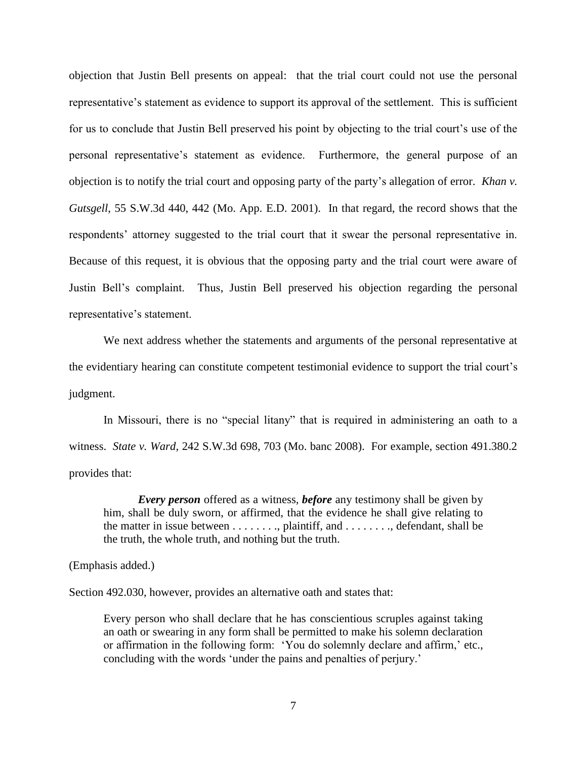objection that Justin Bell presents on appeal: that the trial court could not use the personal representative's statement as evidence to support its approval of the settlement. This is sufficient for us to conclude that Justin Bell preserved his point by objecting to the trial court's use of the personal representative's statement as evidence. Furthermore, the general purpose of an objection is to notify the trial court and opposing party of the party's allegation of error. *Khan v. Gutsgell*, 55 S.W.3d 440, 442 (Mo. App. E.D. 2001). In that regard, the record shows that the respondents' attorney suggested to the trial court that it swear the personal representative in. Because of this request, it is obvious that the opposing party and the trial court were aware of Justin Bell's complaint. Thus, Justin Bell preserved his objection regarding the personal representative's statement.

We next address whether the statements and arguments of the personal representative at the evidentiary hearing can constitute competent testimonial evidence to support the trial court's judgment.

In Missouri, there is no "special litany" that is required in administering an oath to a witness. *State v. Ward*, 242 S.W.3d 698, 703 (Mo. banc 2008). For example, section 491.380.2 provides that:

> ***Every person*** offered as a witness, ***before*** any testimony shall be given by him, shall be duly sworn, or affirmed, that the evidence he shall give relating to the matter in issue between . . . . . . . ., plaintiff, and . . . . . . . ., defendant, shall be the truth, the whole truth, and nothing but the truth.

(Emphasis added.)

Section 492.030, however, provides an alternative oath and states that:

> Every person who shall declare that he has conscientious scruples against taking an oath or swearing in any form shall be permitted to make his solemn declaration or affirmation in the following form: 'You do solemnly declare and affirm,' etc., concluding with the words 'under the pains and penalties of perjury.'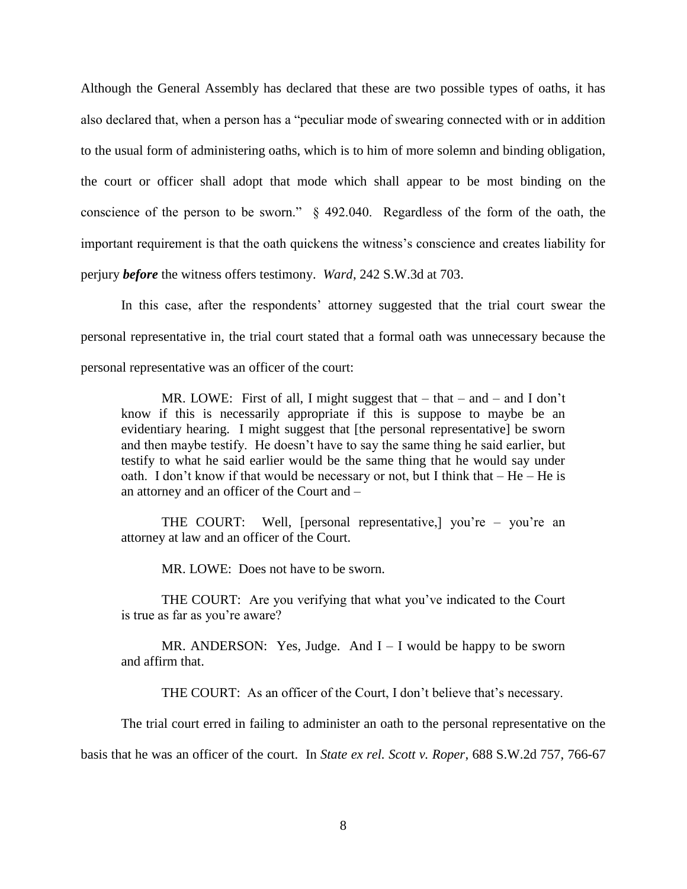Although the General Assembly has declared that these are two possible types of oaths, it has also declared that, when a person has a "peculiar mode of swearing connected with or in addition to the usual form of administering oaths, which is to him of more solemn and binding obligation, the court or officer shall adopt that mode which shall appear to be most binding on the conscience of the person to be sworn." § 492.040. Regardless of the form of the oath, the important requirement is that the oath quickens the witness's conscience and creates liability for perjury ***before*** the witness offers testimony. *Ward*, 242 S.W.3d at 703.

In this case, after the respondents' attorney suggested that the trial court swear the personal representative in, the trial court stated that a formal oath was unnecessary because the personal representative was an officer of the court:

> MR. LOWE: First of all, I might suggest that – that – and – and I don't know if this is necessarily appropriate if this is suppose to maybe be an evidentiary hearing. I might suggest that [the personal representative] be sworn and then maybe testify. He doesn't have to say the same thing he said earlier, but testify to what he said earlier would be the same thing that he would say under oath. I don't know if that would be necessary or not, but I think that – He – He is an attorney and an officer of the Court and –
>
> THE COURT: Well, [personal representative,] you're – you're an attorney at law and an officer of the Court.
>
> MR. LOWE: Does not have to be sworn.
>
> THE COURT: Are you verifying that what you've indicated to the Court is true as far as you're aware?
>
> MR. ANDERSON: Yes, Judge. And I – I would be happy to be sworn and affirm that.
>
> THE COURT: As an officer of the Court, I don't believe that's necessary.

The trial court erred in failing to administer an oath to the personal representative on the basis that he was an officer of the court. In *State ex rel. Scott v. Roper*, 688 S.W.2d 757, 766-67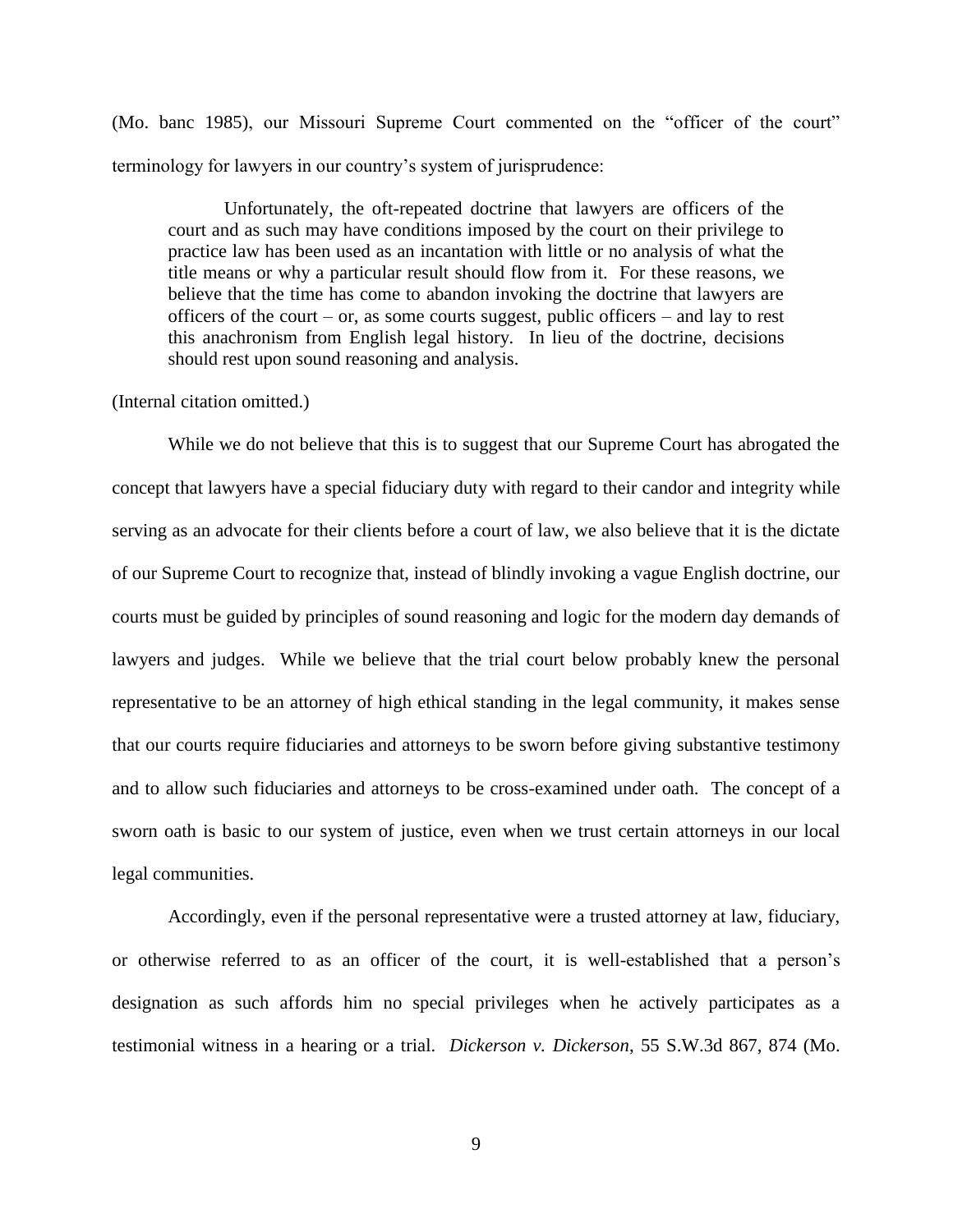(Mo. banc 1985), our Missouri Supreme Court commented on the "officer of the court" terminology for lawyers in our country's system of jurisprudence:

> Unfortunately, the oft-repeated doctrine that lawyers are officers of the court and as such may have conditions imposed by the court on their privilege to practice law has been used as an incantation with little or no analysis of what the title means or why a particular result should flow from it. For these reasons, we believe that the time has come to abandon invoking the doctrine that lawyers are officers of the court – or, as some courts suggest, public officers – and lay to rest this anachronism from English legal history. In lieu of the doctrine, decisions should rest upon sound reasoning and analysis.

(Internal citation omitted.)

While we do not believe that this is to suggest that our Supreme Court has abrogated the concept that lawyers have a special fiduciary duty with regard to their candor and integrity while serving as an advocate for their clients before a court of law, we also believe that it is the dictate of our Supreme Court to recognize that, instead of blindly invoking a vague English doctrine, our courts must be guided by principles of sound reasoning and logic for the modern day demands of lawyers and judges. While we believe that the trial court below probably knew the personal representative to be an attorney of high ethical standing in the legal community, it makes sense that our courts require fiduciaries and attorneys to be sworn before giving substantive testimony and to allow such fiduciaries and attorneys to be cross-examined under oath. The concept of a sworn oath is basic to our system of justice, even when we trust certain attorneys in our local legal communities.

Accordingly, even if the personal representative were a trusted attorney at law, fiduciary, or otherwise referred to as an officer of the court, it is well-established that a person's designation as such affords him no special privileges when he actively participates as a testimonial witness in a hearing or a trial. *Dickerson v. Dickerson*, 55 S.W.3d 867, 874 (Mo.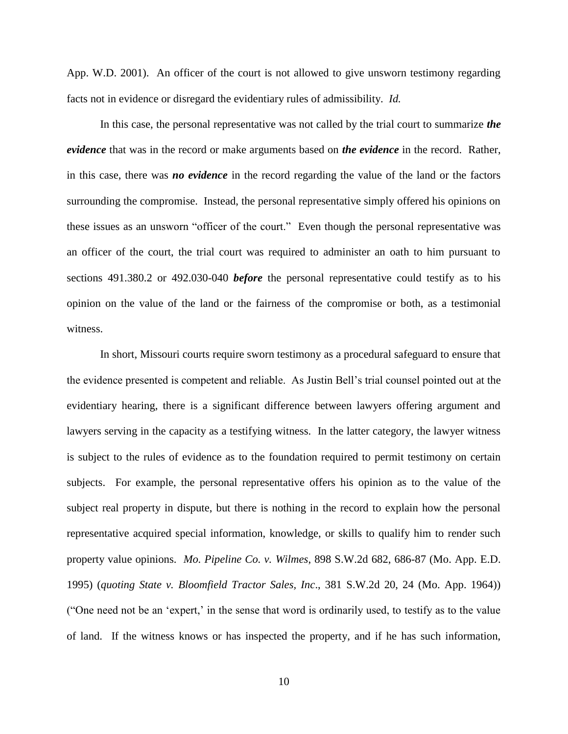App. W.D. 2001). An officer of the court is not allowed to give unsworn testimony regarding facts not in evidence or disregard the evidentiary rules of admissibility. *Id.*

In this case, the personal representative was not called by the trial court to summarize ***the evidence*** that was in the record or make arguments based on ***the evidence*** in the record. Rather, in this case, there was ***no evidence*** in the record regarding the value of the land or the factors surrounding the compromise. Instead, the personal representative simply offered his opinions on these issues as an unsworn "officer of the court." Even though the personal representative was an officer of the court, the trial court was required to administer an oath to him pursuant to sections 491.380.2 or 492.030-040 ***before*** the personal representative could testify as to his opinion on the value of the land or the fairness of the compromise or both, as a testimonial witness.

In short, Missouri courts require sworn testimony as a procedural safeguard to ensure that the evidence presented is competent and reliable. As Justin Bell's trial counsel pointed out at the evidentiary hearing, there is a significant difference between lawyers offering argument and lawyers serving in the capacity as a testifying witness. In the latter category, the lawyer witness is subject to the rules of evidence as to the foundation required to permit testimony on certain subjects. For example, the personal representative offers his opinion as to the value of the subject real property in dispute, but there is nothing in the record to explain how the personal representative acquired special information, knowledge, or skills to qualify him to render such property value opinions. *Mo. Pipeline Co. v. Wilmes*, 898 S.W.2d 682, 686-87 (Mo. App. E.D. 1995) (*quoting State v. Bloomfield Tractor Sales, Inc*., 381 S.W.2d 20, 24 (Mo. App. 1964)) ("One need not be an 'expert,' in the sense that word is ordinarily used, to testify as to the value of land. If the witness knows or has inspected the property, and if he has such information,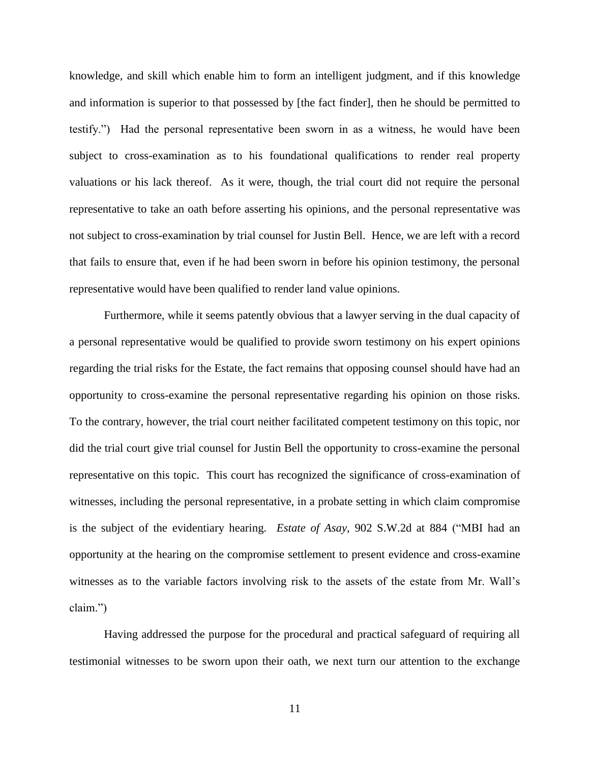knowledge, and skill which enable him to form an intelligent judgment, and if this knowledge and information is superior to that possessed by [the fact finder], then he should be permitted to testify.") Had the personal representative been sworn in as a witness, he would have been subject to cross-examination as to his foundational qualifications to render real property valuations or his lack thereof. As it were, though, the trial court did not require the personal representative to take an oath before asserting his opinions, and the personal representative was not subject to cross-examination by trial counsel for Justin Bell. Hence, we are left with a record that fails to ensure that, even if he had been sworn in before his opinion testimony, the personal representative would have been qualified to render land value opinions.

Furthermore, while it seems patently obvious that a lawyer serving in the dual capacity of a personal representative would be qualified to provide sworn testimony on his expert opinions regarding the trial risks for the Estate, the fact remains that opposing counsel should have had an opportunity to cross-examine the personal representative regarding his opinion on those risks. To the contrary, however, the trial court neither facilitated competent testimony on this topic, nor did the trial court give trial counsel for Justin Bell the opportunity to cross-examine the personal representative on this topic. This court has recognized the significance of cross-examination of witnesses, including the personal representative, in a probate setting in which claim compromise is the subject of the evidentiary hearing. *Estate of Asay*, 902 S.W.2d at 884 ("MBI had an opportunity at the hearing on the compromise settlement to present evidence and cross-examine witnesses as to the variable factors involving risk to the assets of the estate from Mr. Wall's claim.")

Having addressed the purpose for the procedural and practical safeguard of requiring all testimonial witnesses to be sworn upon their oath, we next turn our attention to the exchange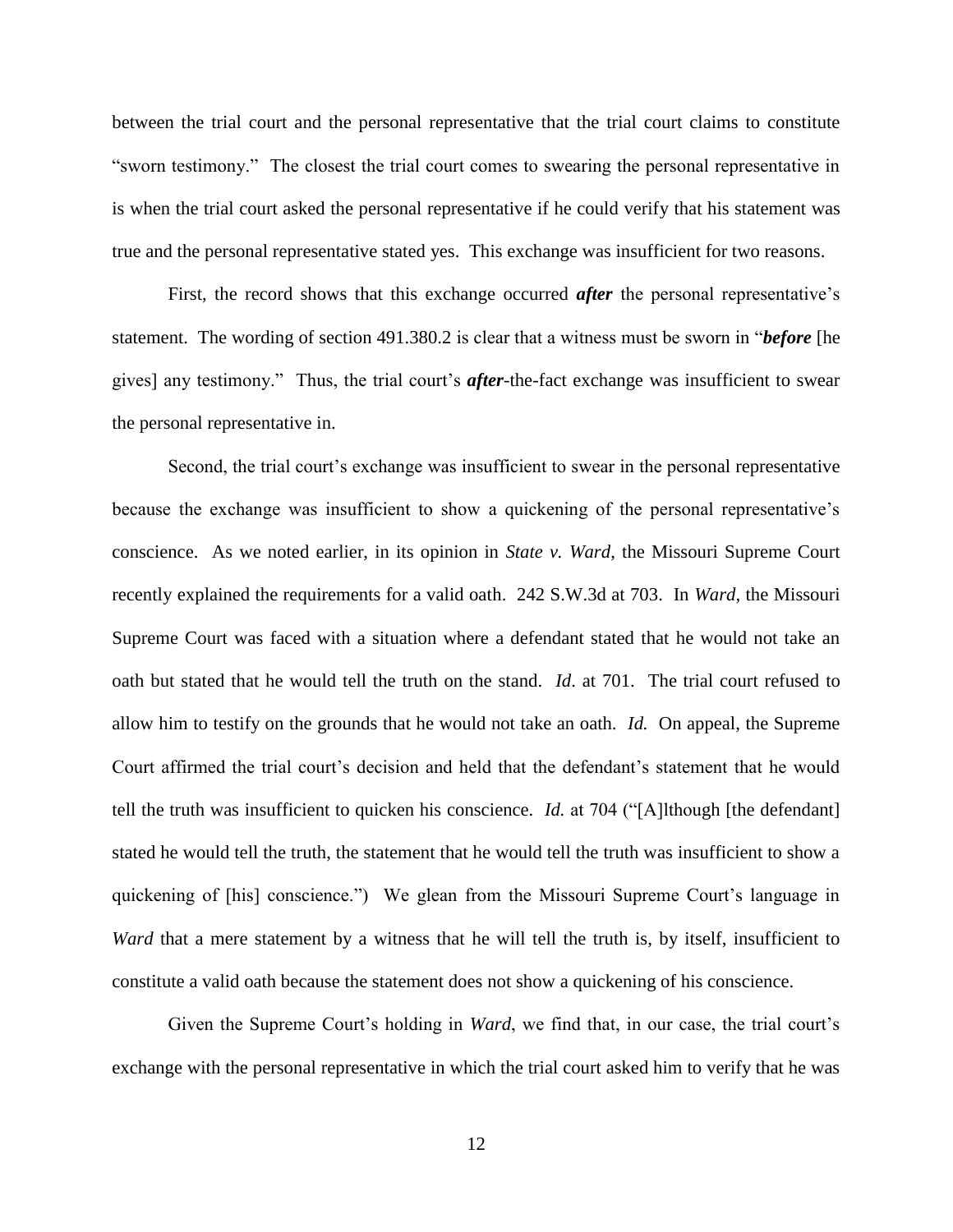between the trial court and the personal representative that the trial court claims to constitute "sworn testimony." The closest the trial court comes to swearing the personal representative in is when the trial court asked the personal representative if he could verify that his statement was true and the personal representative stated yes. This exchange was insufficient for two reasons.

First, the record shows that this exchange occurred ***after*** the personal representative's statement. The wording of section 491.380.2 is clear that a witness must be sworn in "***before*** [he gives] any testimony." Thus, the trial court's ***after***-the-fact exchange was insufficient to swear the personal representative in.

Second, the trial court's exchange was insufficient to swear in the personal representative because the exchange was insufficient to show a quickening of the personal representative's conscience. As we noted earlier, in its opinion in *State v. Ward*, the Missouri Supreme Court recently explained the requirements for a valid oath. 242 S.W.3d at 703. In *Ward*, the Missouri Supreme Court was faced with a situation where a defendant stated that he would not take an oath but stated that he would tell the truth on the stand. *Id*. at 701. The trial court refused to allow him to testify on the grounds that he would not take an oath. *Id.* On appeal, the Supreme Court affirmed the trial court's decision and held that the defendant's statement that he would tell the truth was insufficient to quicken his conscience. *Id.* at 704 ("[A]lthough [the defendant] stated he would tell the truth, the statement that he would tell the truth was insufficient to show a quickening of [his] conscience.") We glean from the Missouri Supreme Court's language in *Ward* that a mere statement by a witness that he will tell the truth is, by itself, insufficient to constitute a valid oath because the statement does not show a quickening of his conscience.

Given the Supreme Court's holding in *Ward*, we find that, in our case, the trial court's exchange with the personal representative in which the trial court asked him to verify that he was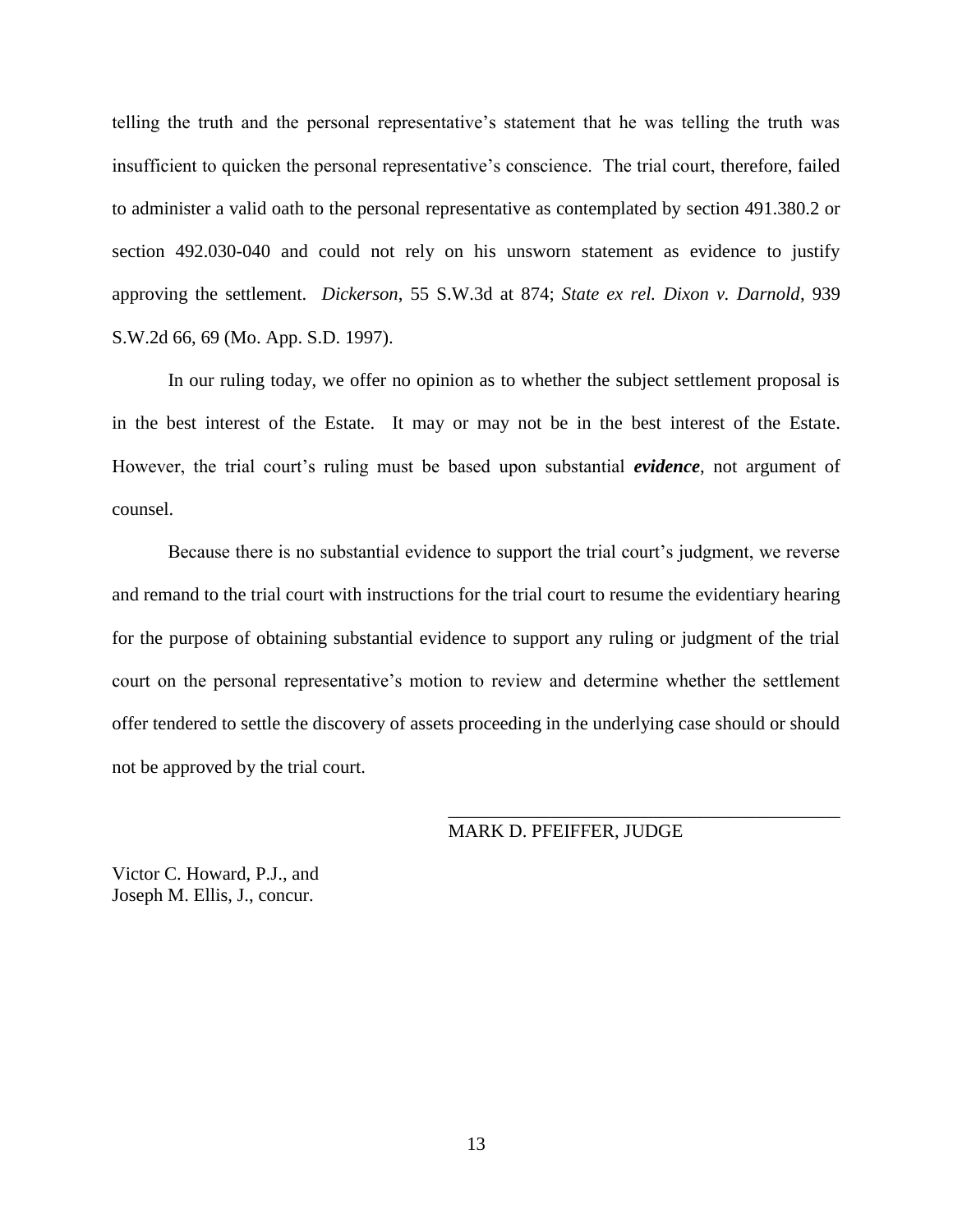telling the truth and the personal representative's statement that he was telling the truth was insufficient to quicken the personal representative's conscience. The trial court, therefore, failed to administer a valid oath to the personal representative as contemplated by section 491.380.2 or section 492.030-040 and could not rely on his unsworn statement as evidence to justify approving the settlement. *Dickerson*, 55 S.W.3d at 874; *State ex rel. Dixon v. Darnold*, 939 S.W.2d 66, 69 (Mo. App. S.D. 1997).

In our ruling today, we offer no opinion as to whether the subject settlement proposal is in the best interest of the Estate. It may or may not be in the best interest of the Estate. However, the trial court's ruling must be based upon substantial ***evidence***, not argument of counsel.

Because there is no substantial evidence to support the trial court's judgment, we reverse and remand to the trial court with instructions for the trial court to resume the evidentiary hearing for the purpose of obtaining substantial evidence to support any ruling or judgment of the trial court on the personal representative's motion to review and determine whether the settlement offer tendered to settle the discovery of assets proceeding in the underlying case should or should not be approved by the trial court.

\_\_\_\_\_\_\_\_\_\_\_\_\_\_\_\_\_\_\_\_\_\_\_\_\_\_\_\_\_\_\_\_\_\_\_\_\_\_\_\_\_\_

MARK D. PFEIFFER, JUDGE

Victor C. Howard, P.J., and
Joseph M. Ellis, J., concur.